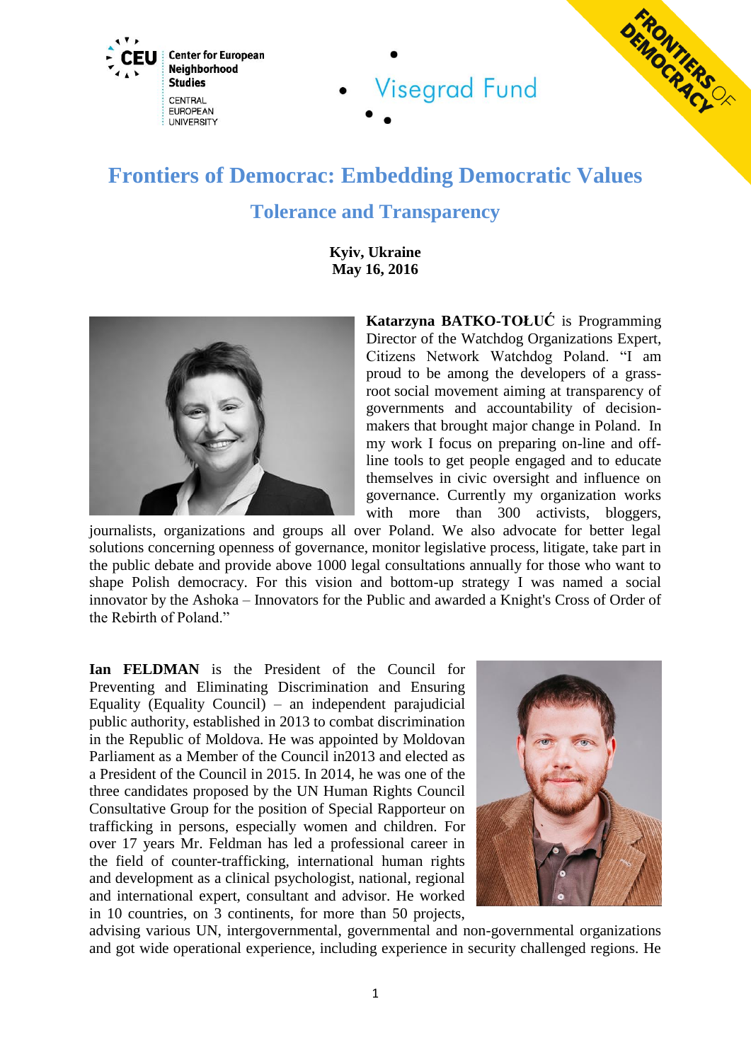# Frontiers of Democrac: Embedding Democratic Values

## Tolerance and Transparency

**Kyiv, Ukraine**
**May 16, 2016**

**Katarzyna BATKO-TOŁUĆ** is Programming Director of the Watchdog Organizations Expert, Citizens Network Watchdog Poland. "I am proud to be among the developers of a grass-root social movement aiming at transparency of governments and accountability of decision-makers that brought major change in Poland. In my work I focus on preparing on-line and off-line tools to get people engaged and to educate themselves in civic oversight and influence on governance. Currently my organization works with more than 300 activists, bloggers, journalists, organizations and groups all over Poland. We also advocate for better legal solutions concerning openness of governance, monitor legislative process, litigate, take part in the public debate and provide above 1000 legal consultations annually for those who want to shape Polish democracy. For this vision and bottom-up strategy I was named a social innovator by the Ashoka – Innovators for the Public and awarded a Knight's Cross of Order of the Rebirth of Poland."

**Ian FELDMAN** is the President of the Council for Preventing and Eliminating Discrimination and Ensuring Equality (Equality Council) – an independent parajudicial public authority, established in 2013 to combat discrimination in the Republic of Moldova. He was appointed by Moldovan Parliament as a Member of the Council in2013 and elected as a President of the Council in 2015. In 2014, he was one of the three candidates proposed by the UN Human Rights Council Consultative Group for the position of Special Rapporteur on trafficking in persons, especially women and children. For over 17 years Mr. Feldman has led a professional career in the field of counter-trafficking, international human rights and development as a clinical psychologist, national, regional and international expert, consultant and advisor. He worked in 10 countries, on 3 continents, for more than 50 projects, advising various UN, intergovernmental, governmental and non-governmental organizations and got wide operational experience, including experience in security challenged regions. He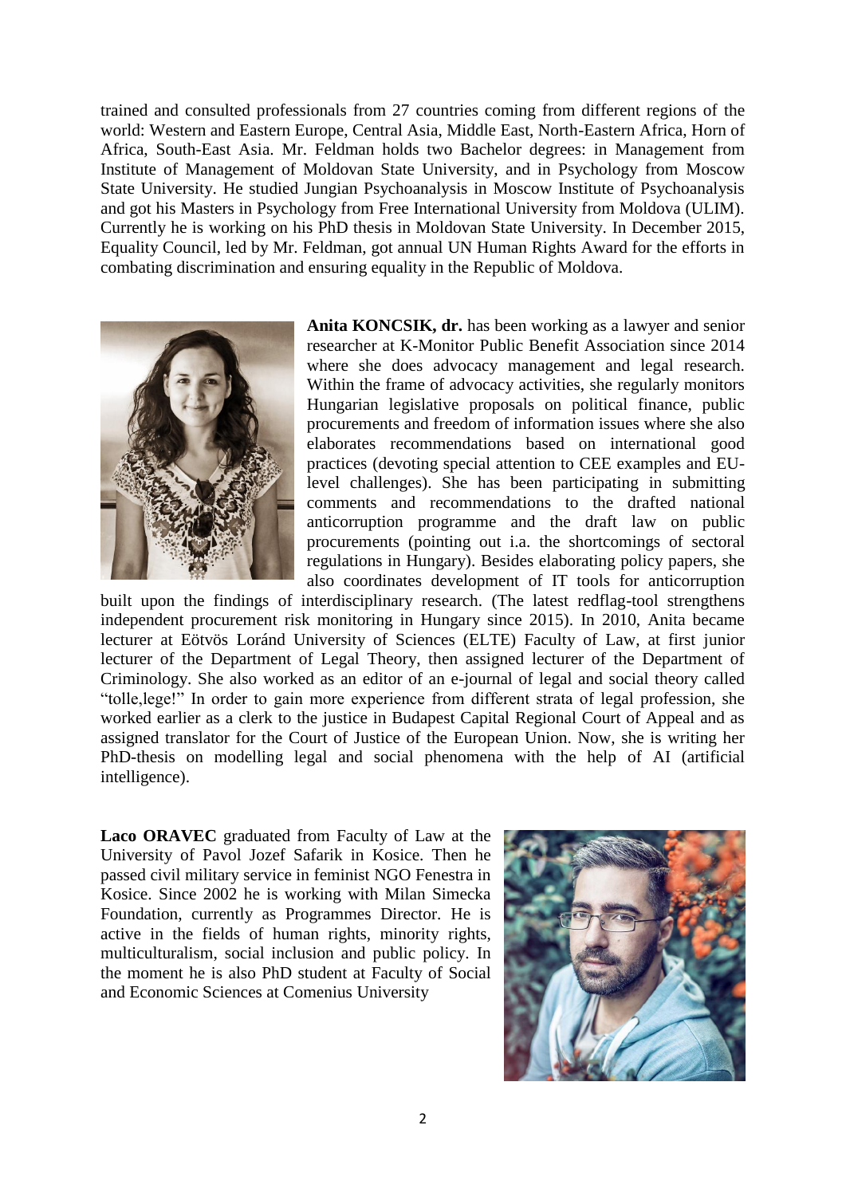trained and consulted professionals from 27 countries coming from different regions of the world: Western and Eastern Europe, Central Asia, Middle East, North-Eastern Africa, Horn of Africa, South-East Asia. Mr. Feldman holds two Bachelor degrees: in Management from Institute of Management of Moldovan State University, and in Psychology from Moscow State University. He studied Jungian Psychoanalysis in Moscow Institute of Psychoanalysis and got his Masters in Psychology from Free International University from Moldova (ULIM). Currently he is working on his PhD thesis in Moldovan State University. In December 2015, Equality Council, led by Mr. Feldman, got annual UN Human Rights Award for the efforts in combating discrimination and ensuring equality in the Republic of Moldova.

**Anita KONCSIK, dr.** has been working as a lawyer and senior researcher at K-Monitor Public Benefit Association since 2014 where she does advocacy management and legal research. Within the frame of advocacy activities, she regularly monitors Hungarian legislative proposals on political finance, public procurements and freedom of information issues where she also elaborates recommendations based on international good practices (devoting special attention to CEE examples and EU-level challenges). She has been participating in submitting comments and recommendations to the drafted national anticorruption programme and the draft law on public procurements (pointing out i.a. the shortcomings of sectoral regulations in Hungary). Besides elaborating policy papers, she also coordinates development of IT tools for anticorruption built upon the findings of interdisciplinary research. (The latest redflag-tool strengthens independent procurement risk monitoring in Hungary since 2015). In 2010, Anita became lecturer at Eötvös Loránd University of Sciences (ELTE) Faculty of Law, at first junior lecturer of the Department of Legal Theory, then assigned lecturer of the Department of Criminology. She also worked as an editor of an e-journal of legal and social theory called "tolle,lege!" In order to gain more experience from different strata of legal profession, she worked earlier as a clerk to the justice in Budapest Capital Regional Court of Appeal and as assigned translator for the Court of Justice of the European Union. Now, she is writing her PhD-thesis on modelling legal and social phenomena with the help of AI (artificial intelligence).

**Laco ORAVEC** graduated from Faculty of Law at the University of Pavol Jozef Safarik in Kosice. Then he passed civil military service in feminist NGO Fenestra in Kosice. Since 2002 he is working with Milan Simecka Foundation, currently as Programmes Director. He is active in the fields of human rights, minority rights, multiculturalism, social inclusion and public policy. In the moment he is also PhD student at Faculty of Social and Economic Sciences at Comenius University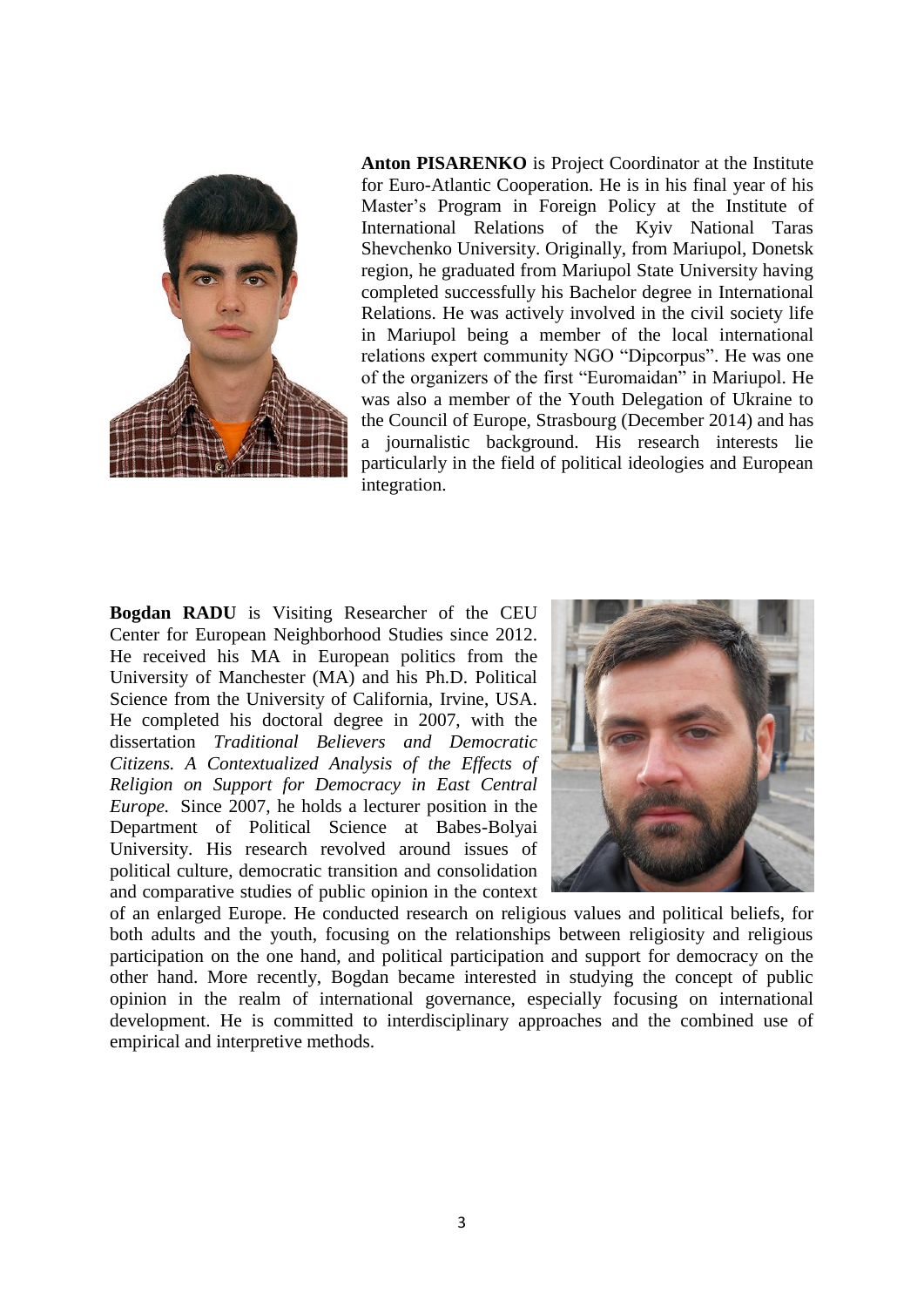**Anton PISARENKO** is Project Coordinator at the Institute for Euro-Atlantic Cooperation. He is in his final year of his Master's Program in Foreign Policy at the Institute of International Relations of the Kyiv National Taras Shevchenko University. Originally, from Mariupol, Donetsk region, he graduated from Mariupol State University having completed successfully his Bachelor degree in International Relations. He was actively involved in the civil society life in Mariupol being a member of the local international relations expert community NGO "Dipcorpus". He was one of the organizers of the first "Euromaidan" in Mariupol. He was also a member of the Youth Delegation of Ukraine to the Council of Europe, Strasbourg (December 2014) and has a journalistic background. His research interests lie particularly in the field of political ideologies and European integration.

**Bogdan RADU** is Visiting Researcher of the CEU Center for European Neighborhood Studies since 2012. He received his MA in European politics from the University of Manchester (MA) and his Ph.D. Political Science from the University of California, Irvine, USA. He completed his doctoral degree in 2007, with the dissertation *Traditional Believers and Democratic Citizens. A Contextualized Analysis of the Effects of Religion on Support for Democracy in East Central Europe.* Since 2007, he holds a lecturer position in the Department of Political Science at Babes-Bolyai University. His research revolved around issues of political culture, democratic transition and consolidation and comparative studies of public opinion in the context of an enlarged Europe. He conducted research on religious values and political beliefs, for both adults and the youth, focusing on the relationships between religiosity and religious participation on the one hand, and political participation and support for democracy on the other hand. More recently, Bogdan became interested in studying the concept of public opinion in the realm of international governance, especially focusing on international development. He is committed to interdisciplinary approaches and the combined use of empirical and interpretive methods.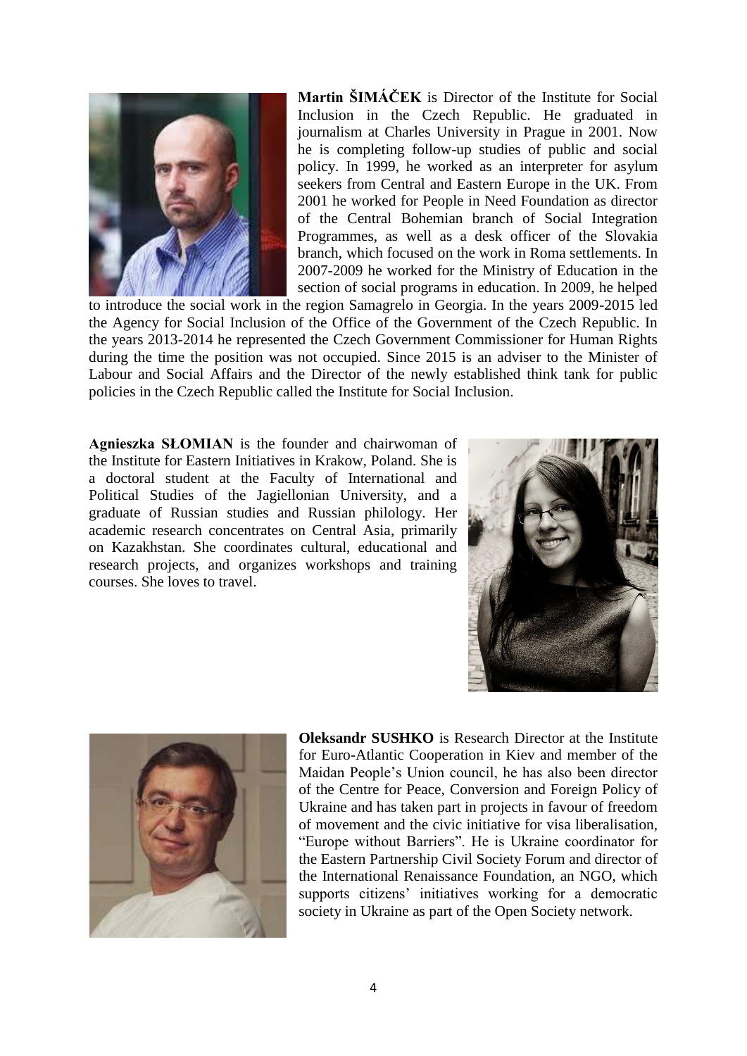**Martin ŠIMÁČEK** is Director of the Institute for Social Inclusion in the Czech Republic. He graduated in journalism at Charles University in Prague in 2001. Now he is completing follow-up studies of public and social policy. In 1999, he worked as an interpreter for asylum seekers from Central and Eastern Europe in the UK. From 2001 he worked for People in Need Foundation as director of the Central Bohemian branch of Social Integration Programmes, as well as a desk officer of the Slovakia branch, which focused on the work in Roma settlements. In 2007-2009 he worked for the Ministry of Education in the section of social programs in education. In 2009, he helped to introduce the social work in the region Samagrelo in Georgia. In the years 2009-2015 led the Agency for Social Inclusion of the Office of the Government of the Czech Republic. In the years 2013-2014 he represented the Czech Government Commissioner for Human Rights during the time the position was not occupied. Since 2015 is an adviser to the Minister of Labour and Social Affairs and the Director of the newly established think tank for public policies in the Czech Republic called the Institute for Social Inclusion.

**Agnieszka SŁOMIAN** is the founder and chairwoman of the Institute for Eastern Initiatives in Krakow, Poland. She is a doctoral student at the Faculty of International and Political Studies of the Jagiellonian University, and a graduate of Russian studies and Russian philology. Her academic research concentrates on Central Asia, primarily on Kazakhstan. She coordinates cultural, educational and research projects, and organizes workshops and training courses. She loves to travel.

**Oleksandr SUSHKO** is Research Director at the Institute for Euro-Atlantic Cooperation in Kiev and member of the Maidan People's Union council, he has also been director of the Centre for Peace, Conversion and Foreign Policy of Ukraine and has taken part in projects in favour of freedom of movement and the civic initiative for visa liberalisation, "Europe without Barriers". He is Ukraine coordinator for the Eastern Partnership Civil Society Forum and director of the International Renaissance Foundation, an NGO, which supports citizens' initiatives working for a democratic society in Ukraine as part of the Open Society network.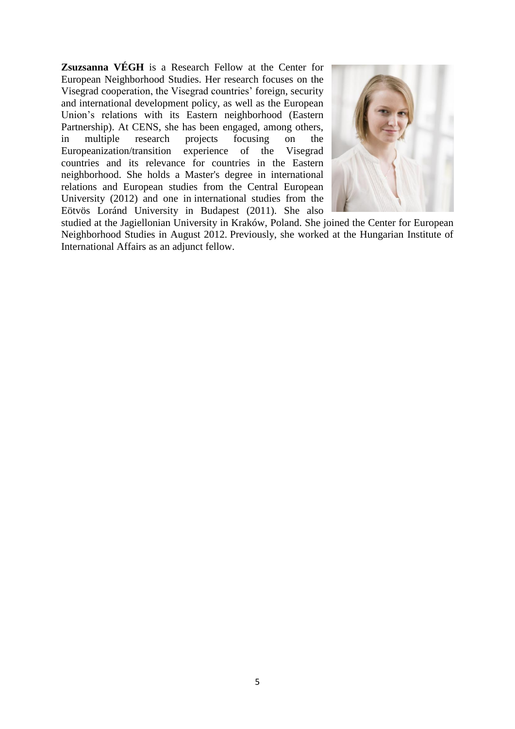**Zsuzsanna VÉGH** is a Research Fellow at the Center for European Neighborhood Studies. Her research focuses on the Visegrad cooperation, the Visegrad countries' foreign, security and international development policy, as well as the European Union's relations with its Eastern neighborhood (Eastern Partnership). At CENS, she has been engaged, among others, in multiple research projects focusing on the Europeanization/transition experience of the Visegrad countries and its relevance for countries in the Eastern neighborhood. She holds a Master's degree in international relations and European studies from the Central European University (2012) and one in international studies from the Eötvös Loránd University in Budapest (2011). She also studied at the Jagiellonian University in Kraków, Poland. She joined the Center for European Neighborhood Studies in August 2012. Previously, she worked at the Hungarian Institute of International Affairs as an adjunct fellow.